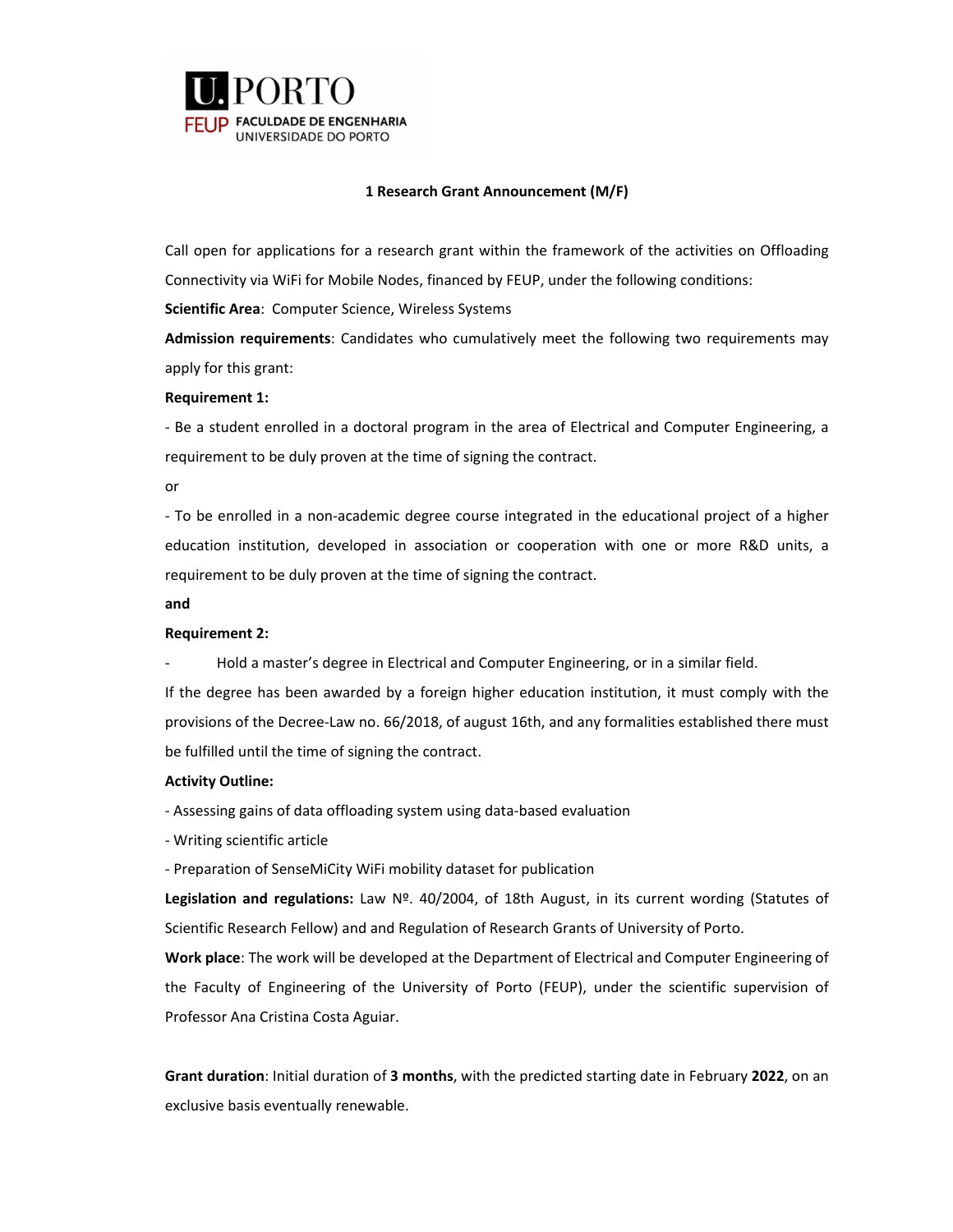U.PORTO
FEUP FACULDADE DE ENGENHARIA
UNIVERSIDADE DO PORTO

## 1 Research Grant Announcement (M/F)

Call open for applications for a research grant within the framework of the activities on Offloading Connectivity via WiFi for Mobile Nodes, financed by FEUP, under the following conditions:

**Scientific Area**: Computer Science, Wireless Systems

**Admission requirements**: Candidates who cumulatively meet the following two requirements may apply for this grant:

**Requirement 1:**

- Be a student enrolled in a doctoral program in the area of Electrical and Computer Engineering, a requirement to be duly proven at the time of signing the contract.

or

- To be enrolled in a non-academic degree course integrated in the educational project of a higher education institution, developed in association or cooperation with one or more R&D units, a requirement to be duly proven at the time of signing the contract.

**and**

**Requirement 2:**

- Hold a master's degree in Electrical and Computer Engineering, or in a similar field.

If the degree has been awarded by a foreign higher education institution, it must comply with the provisions of the Decree-Law no. 66/2018, of august 16th, and any formalities established there must be fulfilled until the time of signing the contract.

**Activity Outline:**

- Assessing gains of data offloading system using data-based evaluation
- Writing scientific article
- Preparation of SenseMiCity WiFi mobility dataset for publication

**Legislation and regulations:** Law Nº. 40/2004, of 18th August, in its current wording (Statutes of Scientific Research Fellow) and and Regulation of Research Grants of University of Porto.

**Work place**: The work will be developed at the Department of Electrical and Computer Engineering of the Faculty of Engineering of the University of Porto (FEUP), under the scientific supervision of Professor Ana Cristina Costa Aguiar.

**Grant duration**: Initial duration of **3 months**, with the predicted starting date in February **2022**, on an exclusive basis eventually renewable.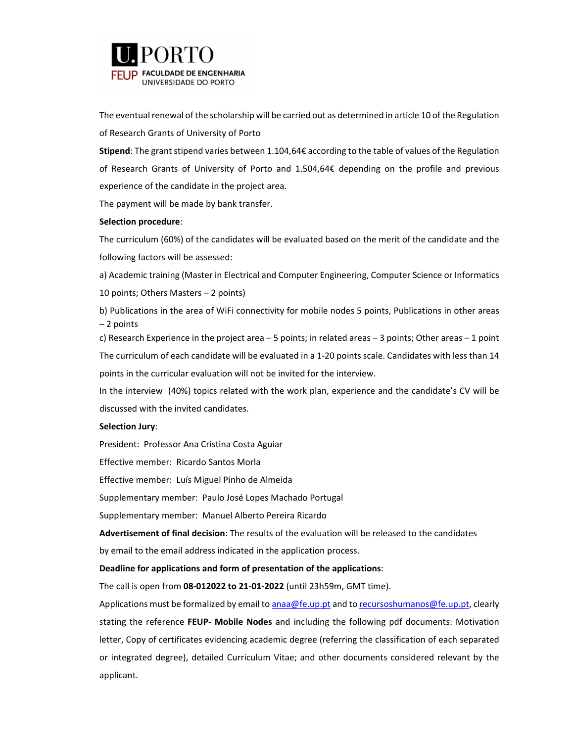The eventual renewal of the scholarship will be carried out as determined in article 10 of the Regulation of Research Grants of University of Porto

**Stipend**: The grant stipend varies between 1.104,64€ according to the table of values of the Regulation of Research Grants of University of Porto and 1.504,64€ depending on the profile and previous experience of the candidate in the project area.

The payment will be made by bank transfer.

**Selection procedure**:

The curriculum (60%) of the candidates will be evaluated based on the merit of the candidate and the following factors will be assessed:

a) Academic training (Master in Electrical and Computer Engineering, Computer Science or Informatics 10 points; Others Masters – 2 points)

b) Publications in the area of WiFi connectivity for mobile nodes 5 points, Publications in other areas – 2 points

c) Research Experience in the project area – 5 points; in related areas – 3 points; Other areas – 1 point

The curriculum of each candidate will be evaluated in a 1-20 points scale. Candidates with less than 14 points in the curricular evaluation will not be invited for the interview.

In the interview (40%) topics related with the work plan, experience and the candidate's CV will be discussed with the invited candidates.

**Selection Jury**:

President: Professor Ana Cristina Costa Aguiar

Effective member: Ricardo Santos Morla

Effective member: Luís Miguel Pinho de Almeida

Supplementary member: Paulo José Lopes Machado Portugal

Supplementary member: Manuel Alberto Pereira Ricardo

**Advertisement of final decision**: The results of the evaluation will be released to the candidates by email to the email address indicated in the application process.

**Deadline for applications and form of presentation of the applications**:

The call is open from **08-012022 to 21-01-2022** (until 23h59m, GMT time).

Applications must be formalized by email to anaa@fe.up.pt and to recursoshumanos@fe.up.pt, clearly stating the reference **FEUP- Mobile Nodes** and including the following pdf documents: Motivation letter, Copy of certificates evidencing academic degree (referring the classification of each separated or integrated degree), detailed Curriculum Vitae; and other documents considered relevant by the applicant.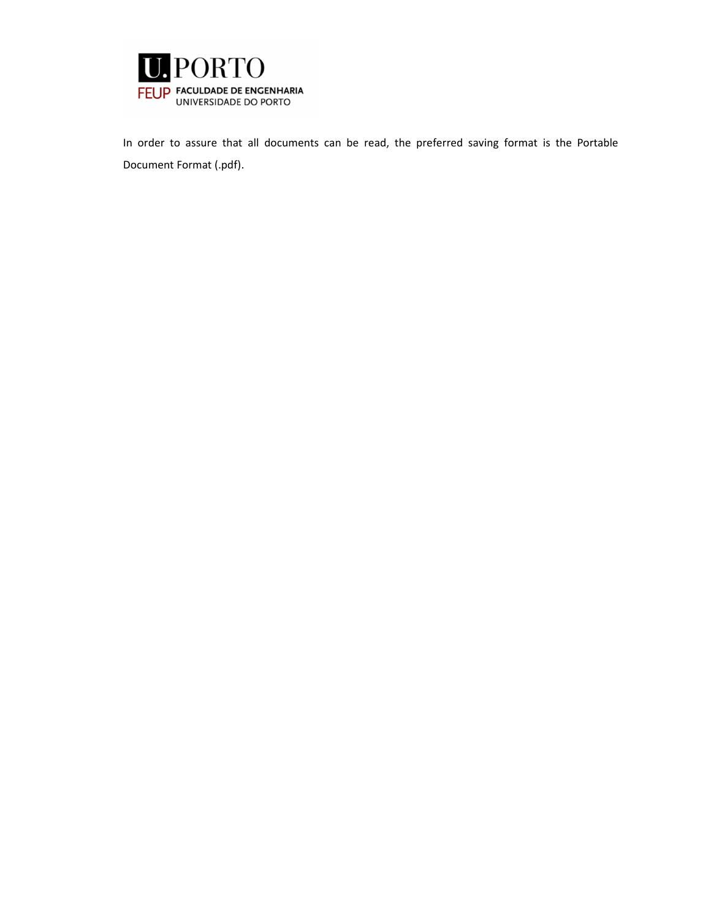In order to assure that all documents can be read, the preferred saving format is the Portable Document Format (.pdf).